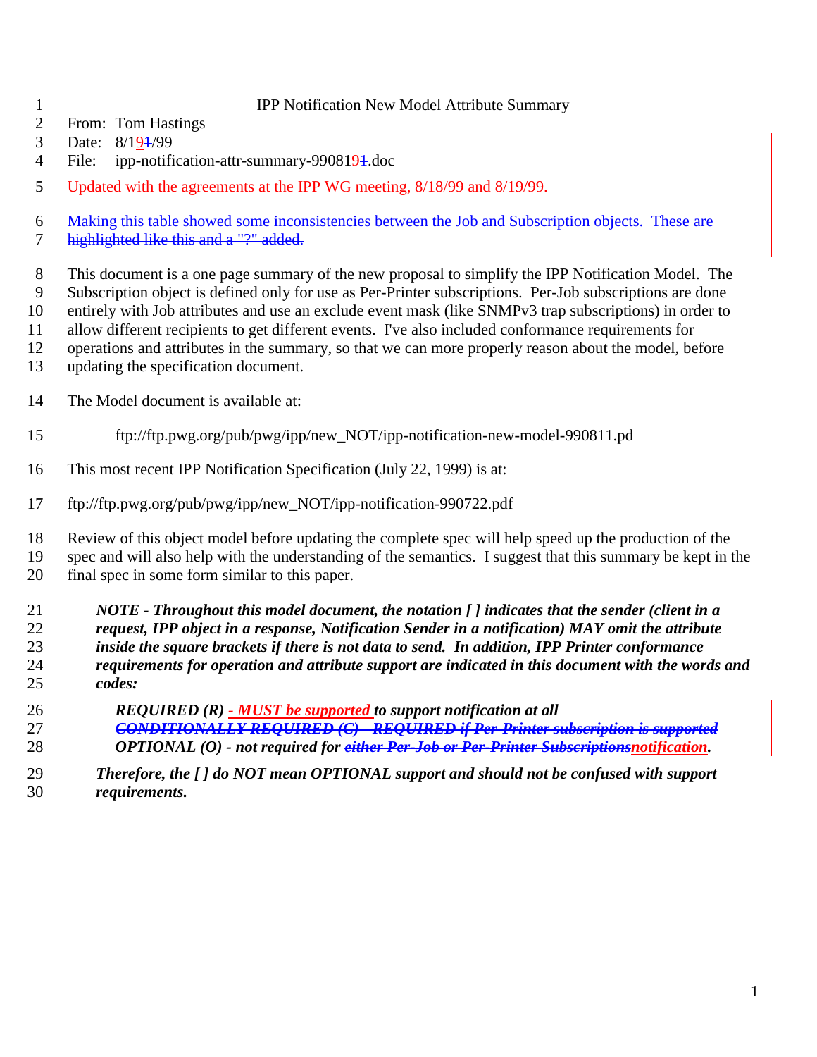# IPP Notification New Model Attribute Summary

From: Tom Hastings

Date: 8/19~~1~~/99

File: ipp-notification-attr-summary-9908191.doc

Updated with the agreements at the IPP WG meeting, 8/18/99 and 8/19/99.

~~Making this table showed some inconsistencies between the Job and Subscription objects. These are highlighted like this and a "?" added.~~

This document is a one page summary of the new proposal to simplify the IPP Notification Model. The Subscription object is defined only for use as Per-Printer subscriptions. Per-Job subscriptions are done entirely with Job attributes and use an exclude event mask (like SNMPv3 trap subscriptions) in order to allow different recipients to get different events. I've also included conformance requirements for operations and attributes in the summary, so that we can more properly reason about the model, before updating the specification document.

The Model document is available at:

ftp://ftp.pwg.org/pub/pwg/ipp/new_NOT/ipp-notification-new-model-990811.pd

This most recent IPP Notification Specification (July 22, 1999) is at:

ftp://ftp.pwg.org/pub/pwg/ipp/new_NOT/ipp-notification-990722.pdf

Review of this object model before updating the complete spec will help speed up the production of the spec and will also help with the understanding of the semantics. I suggest that this summary be kept in the final spec in some form similar to this paper.

> ***NOTE - Throughout this model document, the notation [ ] indicates that the sender (client in a request, IPP object in a response, Notification Sender in a notification) MAY omit the attribute inside the square brackets if there is not data to send. In addition, IPP Printer conformance requirements for operation and attribute support are indicated in this document with the words and codes:***
>
> ***REQUIRED (R) - MUST be supported to support notification at all***
>
> ***~~CONDITIONALLY REQUIRED (C) - REQUIRED if Per-Printer subscription is supported~~***
>
> ***OPTIONAL (O) - not required for ~~either Per-Job or Per-Printer Subscriptions~~notification.***
>
> ***Therefore, the [ ] do NOT mean OPTIONAL support and should not be confused with support requirements.***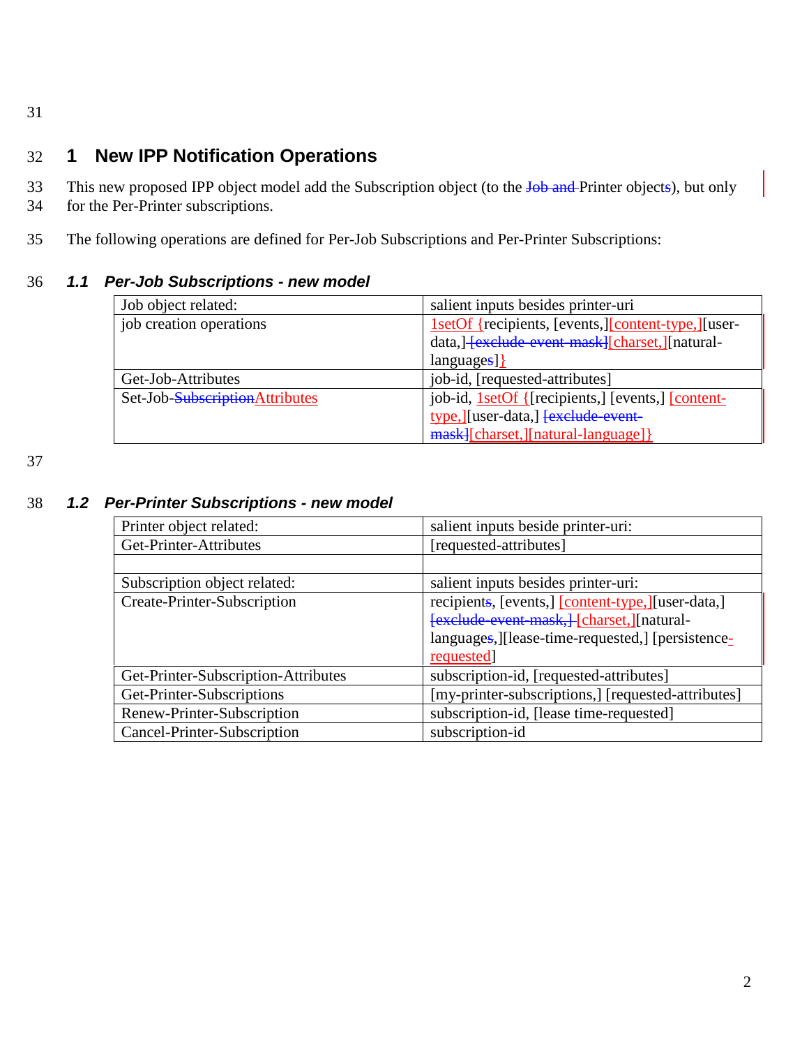# 1 New IPP Notification Operations

This new proposed IPP object model add the Subscription object (to the ~~Job and~~ Printer object~~s~~), but only for the Per-Printer subscriptions.

The following operations are defined for Per-Job Subscriptions and Per-Printer Subscriptions:

## 1.1 Per-Job Subscriptions - new model

| Job object related: | salient inputs besides printer-uri |
| --- | --- |
| job creation operations | 1setOf {recipients, [events,][content-type,][user-data,] ~~[exclude-event-mask]~~[charset,][natural-language~~s~~]} |
| Get-Job-Attributes | job-id, [requested-attributes] |
| Set-Job-~~Subscription~~Attributes | job-id, 1setOf {[recipients,] [events,] [content-type,][user-data,] ~~[exclude-event-mask]~~[charset,][natural-language]} |

## 1.2 Per-Printer Subscriptions - new model

| Printer object related: | salient inputs beside printer-uri: |
| --- | --- |
| Get-Printer-Attributes | [requested-attributes] |
| | |
| Subscription object related: | salient inputs besides printer-uri: |
| Create-Printer-Subscription | recipient~~s~~, [events,] [content-type,][user-data,] ~~[exclude-event-mask,]~~ [charset,][natural-language~~s~~,][lease-time-requested,] [persistence-requested] |
| Get-Printer-Subscription-Attributes | subscription-id, [requested-attributes] |
| Get-Printer-Subscriptions | [my-printer-subscriptions,] [requested-attributes] |
| Renew-Printer-Subscription | subscription-id, [lease time-requested] |
| Cancel-Printer-Subscription | subscription-id |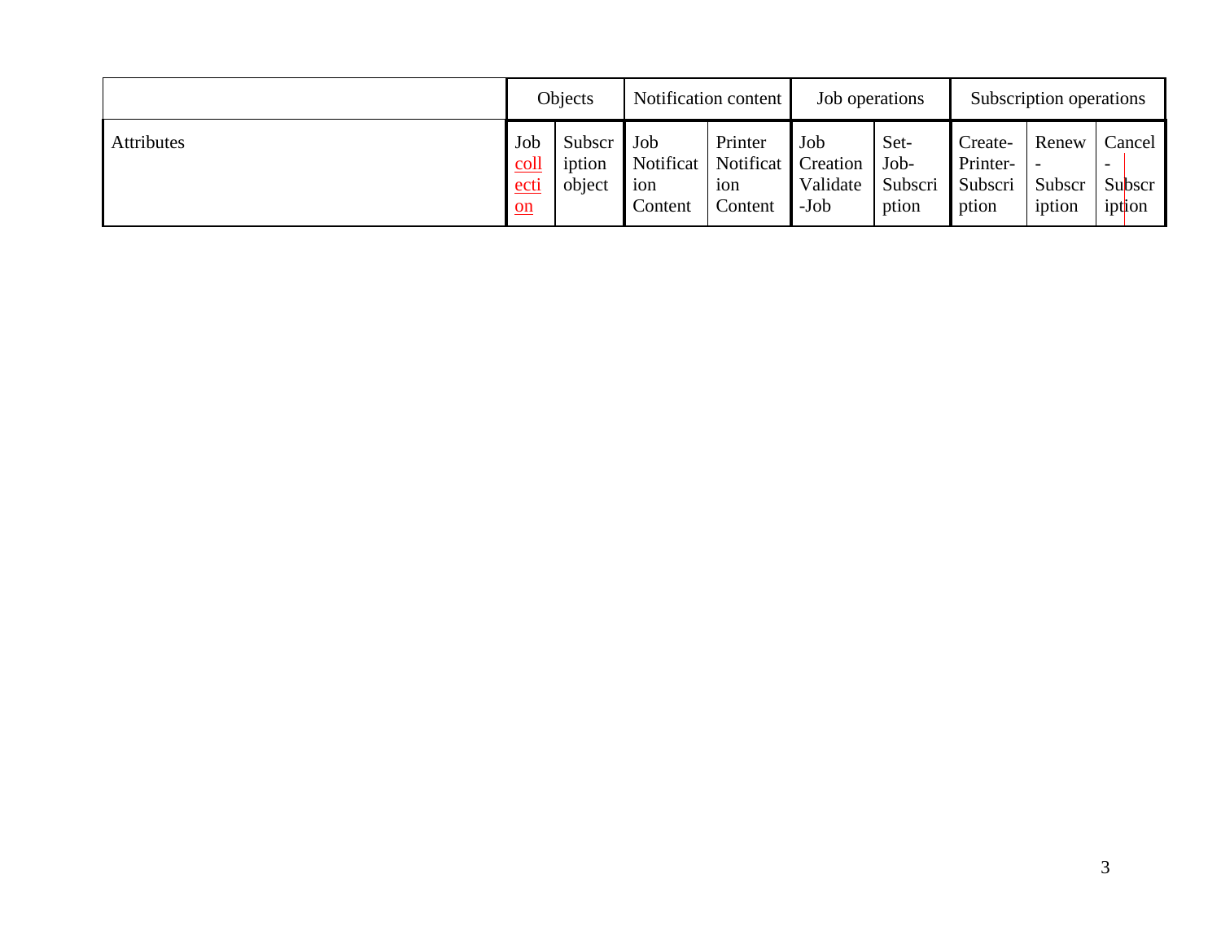| | Objects | | Notification content | | Job operations | | Subscription operations | | |
|---|---|---|---|---|---|---|---|---|---|
| Attributes | Job collection | Subscription object | Job Notification Content | Printer Notification Content | Job Creation Validate-Job | Set-Job-Subscription | Create-Printer-Subscription | Renew-Subscription | Cancel-Subscription |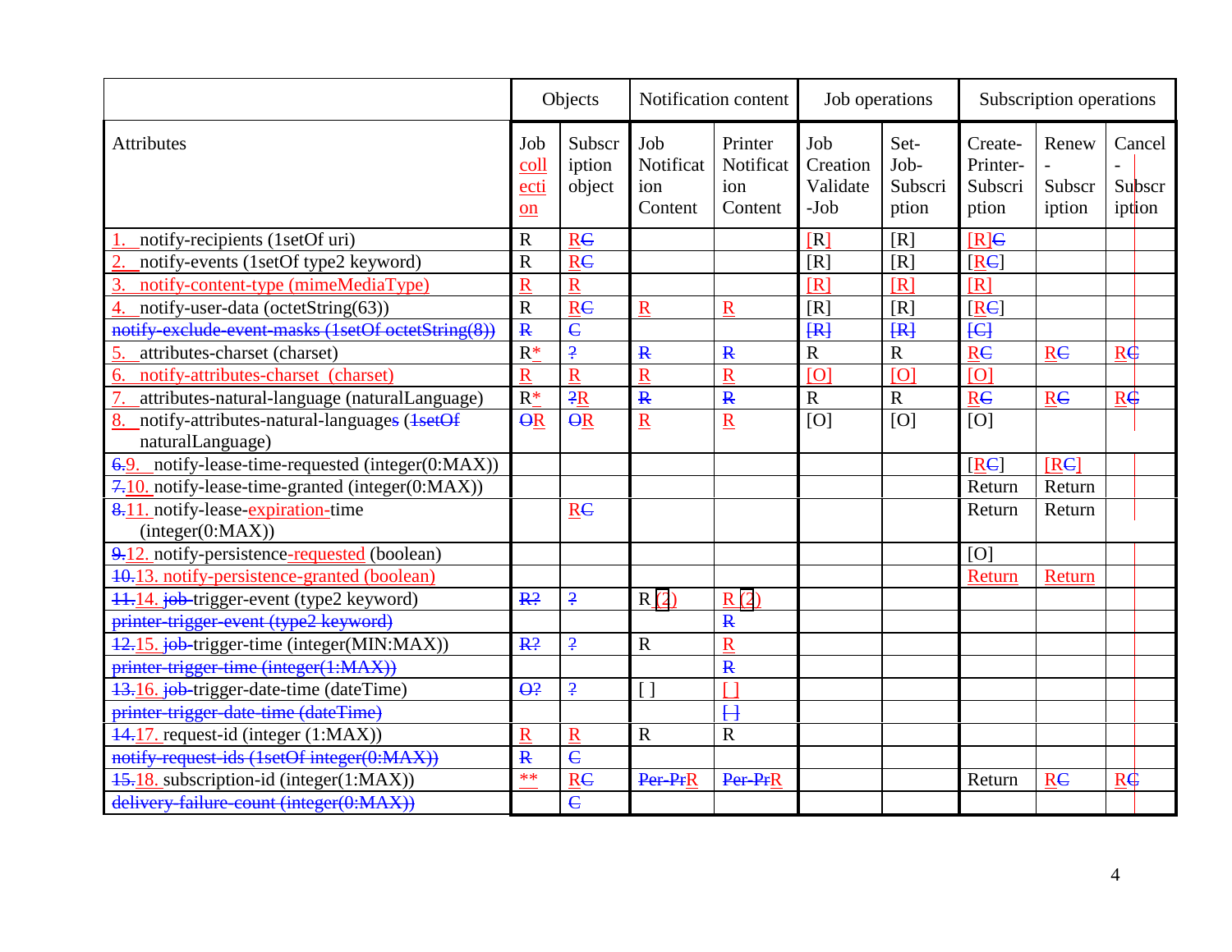| | Objects | | Notification content | | Job operations | | Subscription operations | | |
|---|---|---|---|---|---|---|---|---|---|
| Attributes | Job collection | Subscription object | Job Notification Content | Printer Notification Content | Job Creation Validate-Job | Set-Job-Subscription | Create-Printer-Subscription | Renew-Subscription | Cancel-Subscription |
| 1. notify-recipients (1setOf uri) | R | RC | | | [R] | [R] | [R]C | | |
| 2. notify-events (1setOf type2 keyword) | R | RC | | | [R] | [R] | [RC] | | |
| 3. notify-content-type (mimeMediaType) | R | R | | | [R] | [R] | [R] | | |
| 4. notify-user-data (octetString(63)) | R | RC | R | R | [R] | [R] | [RC] | | |
| notify-exclude-event-masks (1setOf octetString(8)) | R | C | | | [R] | [R] | [C] | | |
| 5. attributes-charset (charset) | R* | ? | R | R | R | R | RC | RC | RC |
| 6. notify-attributes-charset (charset) | R | R | R | R | [O] | [O] | [O] | | |
| 7. attributes-natural-language (naturalLanguage) | R* | ?R | R | R | R | R | RC | RC | RC |
| 8. notify-attributes-natural-languages (1setOf naturalLanguage) | OR | OR | R | R | [O] | [O] | [O] | | |
| 6.9. notify-lease-time-requested (integer(0:MAX)) | | | | | | | [RC] | [RC] | |
| 7.10. notify-lease-time-granted (integer(0:MAX)) | | | | | | | Return | Return | |
| 8.11. notify-lease-expiration-time (integer(0:MAX)) | | RC | | | | | Return | Return | |
| 9.12. notify-persistence-requested (boolean) | | | | | | | [O] | | |
| 10.13. notify-persistence-granted (boolean) | | | | | | | Return | Return | |
| 11.14. job-trigger-event (type2 keyword) | R? | ? | R (2) | R (2) | | | | | |
| printer-trigger-event (type2 keyword) | | | | R | | | | | |
| 12.15. job-trigger-time (integer(MIN:MAX)) | R? | ? | R | R | | | | | |
| printer-trigger-time (integer(1:MAX)) | | | | R | | | | | |
| 13.16. job-trigger-date-time (dateTime) | O? | ? | [ ] | [ ] | | | | | |
| printer-trigger-date-time (dateTime) | | | | [ ] | | | | | |
| 14.17. request-id (integer (1:MAX)) | R | R | R | R | | | | | |
| notify-request-ids (1setOf integer(0:MAX)) | R | C | | | | | | | |
| 15.18. subscription-id (integer(1:MAX)) | ** | RC | Per-PrR | Per-PrR | | | Return | RC | RC |
| delivery-failure-count (integer(0:MAX)) | | C | | | | | | | |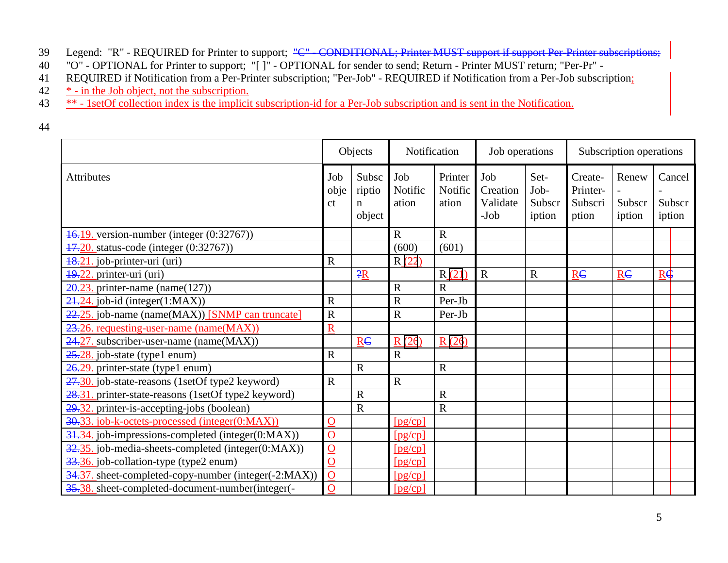Legend: "R" - REQUIRED for Printer to support; "C" - CONDITIONAL; Printer MUST support if support Per-Printer subscriptions; "O" - OPTIONAL for Printer to support; "[ ]" - OPTIONAL for sender to send; Return - Printer MUST return; "Per-Pr" - REQUIRED if Notification from a Per-Printer subscription; "Per-Job" - REQUIRED if Notification from a Per-Job subscription;
* - in the Job object, not the subscription.
** - 1setOf collection index is the implicit subscription-id for a Per-Job subscription and is sent in the Notification.

| | Objects | | Notification | | Job operations | | Subscription operations | | |
|---|---|---|---|---|---|---|---|---|---|
| Attributes | Job object | Subscription object | Job Notification | Printer Notification | Job Creation Validate -Job | Set-Job-Subscription | Create-Printer-Subscription | Renew - Subscription | Cancel - Subscription |
| 16.19. version-number (integer (0:32767)) | | | R | R | | | | | |
| 17.20. status-code (integer (0:32767)) | | | (600) | (601) | | | | | |
| 18.21. job-printer-uri (uri) | R | | R (22) | | | | | | |
| 19.22. printer-uri (uri) | | ?R | | R (21) | R | R | RC | RC | RC |
| 20.23. printer-name (name(127)) | | | R | R | | | | | |
| 21.24. job-id (integer(1:MAX)) | R | | R | Per-Jb | | | | | |
| 22.25. job-name (name(MAX)) [SNMP can truncate] | R | | R | Per-Jb | | | | | |
| 23.26. requesting-user-name (name(MAX)) | R | | | | | | | | |
| 24.27. subscriber-user-name (name(MAX)) | | RC | R (26) | R (26) | | | | | |
| 25.28. job-state (type1 enum) | R | | R | | | | | | |
| 26.29. printer-state (type1 enum) | | R | | R | | | | | |
| 27.30. job-state-reasons (1setOf type2 keyword) | R | | R | | | | | | |
| 28.31. printer-state-reasons (1setOf type2 keyword) | | R | | R | | | | | |
| 29.32. printer-is-accepting-jobs (boolean) | | R | | R | | | | | |
| 30.33. job-k-octets-processed (integer(0:MAX)) | O | | [pg/cp] | | | | | | |
| 31.34. job-impressions-completed (integer(0:MAX)) | O | | [pg/cp] | | | | | | |
| 32.35. job-media-sheets-completed (integer(0:MAX)) | O | | [pg/cp] | | | | | | |
| 33.36. job-collation-type (type2 enum) | O | | [pg/cp] | | | | | | |
| 34.37. sheet-completed-copy-number (integer(-2:MAX)) | O | | [pg/cp] | | | | | | |
| 35.38. sheet-completed-document-number(integer(- | O | | [pg/cp] | | | | | | |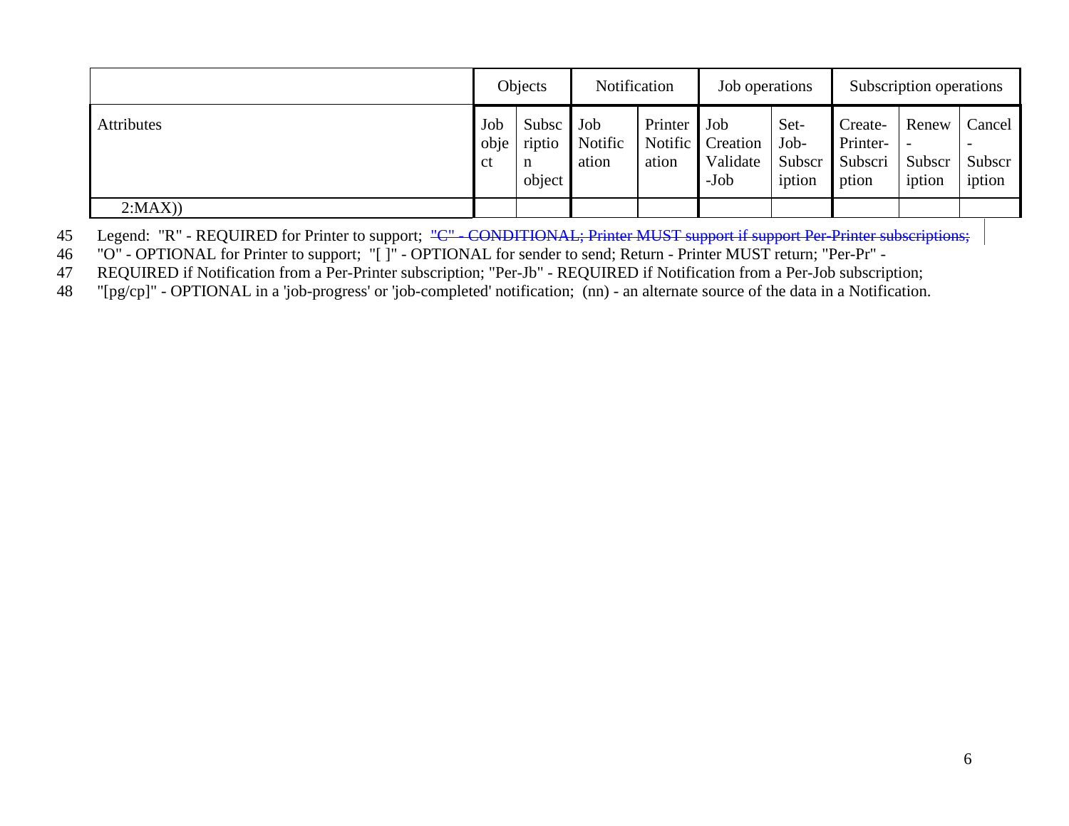| | Objects | | Notification | | Job operations | | Subscription operations | | |
|---|---|---|---|---|---|---|---|---|---|
| Attributes | Job object | Subscription object | Job Notification | Printer Notification | Job Creation Validate-Job | Set-Job-Subscription | Create-Printer-Subscription | Renew-Subscription | Cancel-Subscription |
| 2:MAX)) | | | | | | | | | |

Legend: "R" - REQUIRED for Printer to support; ~~"C" - CONDITIONAL; Printer MUST support if support Per-Printer subscriptions;~~ "O" - OPTIONAL for Printer to support; "[ ]" - OPTIONAL for sender to send; Return - Printer MUST return; "Per-Pr" - REQUIRED if Notification from a Per-Printer subscription; "Per-Jb" - REQUIRED if Notification from a Per-Job subscription; "[pg/cp]" - OPTIONAL in a 'job-progress' or 'job-completed' notification; (nn) - an alternate source of the data in a Notification.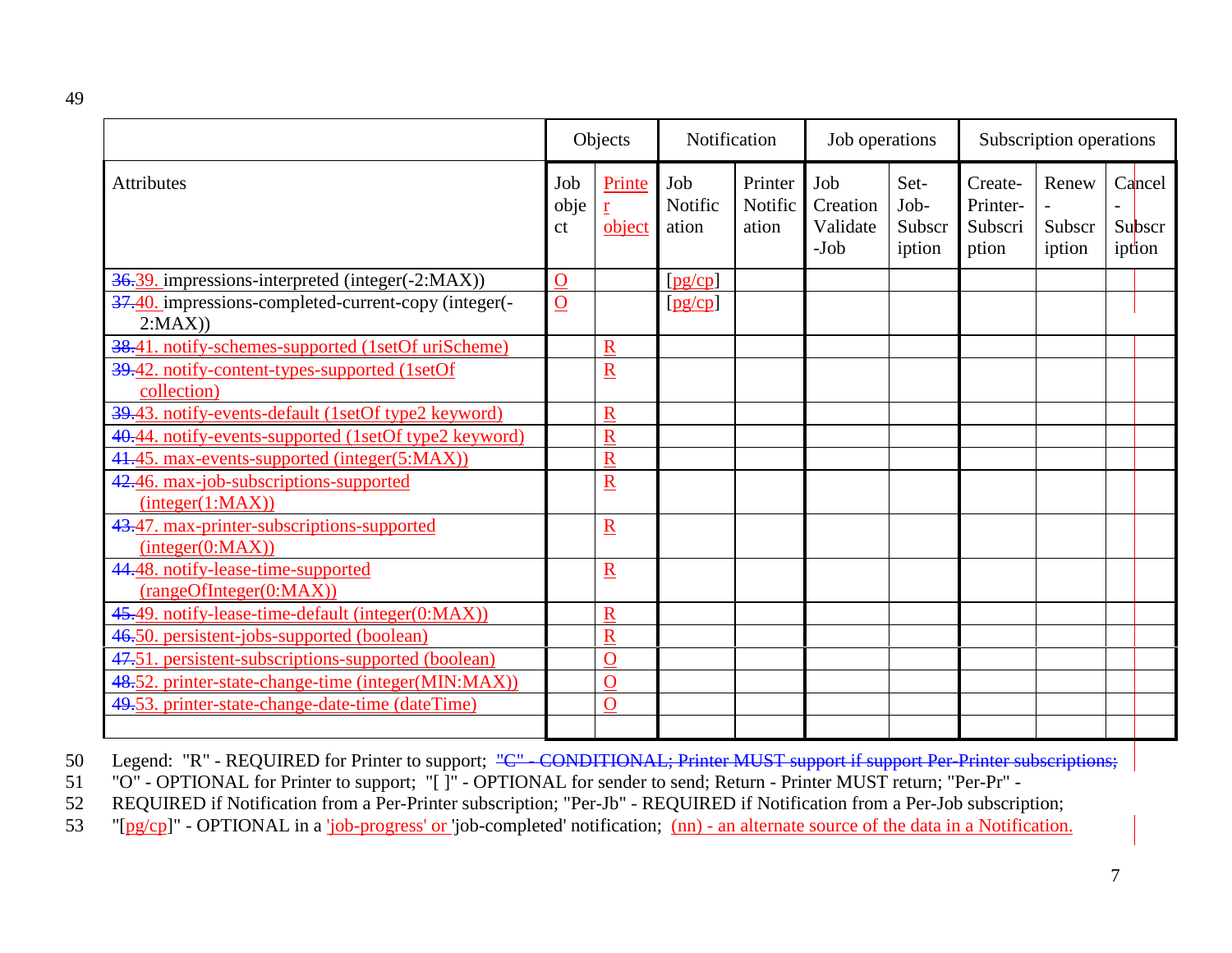| | Objects | | Notification | | Job operations | | Subscription operations | | |
|---|---|---|---|---|---|---|---|---|---|
| Attributes | Job object | Printer object | Job Notification | Printer Notification | Job Creation Validate-Job | Set-Job-Subscription | Create-Printer-Subscription | Renew-Subscription | Cancel-Subscription |
| 36.39. impressions-interpreted (integer(-2:MAX)) | O | | [pg/cp] | | | | | | |
| 37.40. impressions-completed-current-copy (integer(-2:MAX)) | O | | [pg/cp] | | | | | | |
| 38.41. notify-schemes-supported (1setOf uriScheme) | | R | | | | | | | |
| 39.42. notify-content-types-supported (1setOf collection) | | R | | | | | | | |
| 39.43. notify-events-default (1setOf type2 keyword) | | R | | | | | | | |
| 40.44. notify-events-supported (1setOf type2 keyword) | | R | | | | | | | |
| 41.45. max-events-supported (integer(5:MAX)) | | R | | | | | | | |
| 42.46. max-job-subscriptions-supported (integer(1:MAX)) | | R | | | | | | | |
| 43.47. max-printer-subscriptions-supported (integer(0:MAX)) | | R | | | | | | | |
| 44.48. notify-lease-time-supported (rangeOfInteger(0:MAX)) | | R | | | | | | | |
| 45.49. notify-lease-time-default (integer(0:MAX)) | | R | | | | | | | |
| 46.50. persistent-jobs-supported (boolean) | | R | | | | | | | |
| 47.51. persistent-subscriptions-supported (boolean) | | O | | | | | | | |
| 48.52. printer-state-change-time (integer(MIN:MAX)) | | O | | | | | | | |
| 49.53. printer-state-change-date-time (dateTime) | | O | | | | | | | |
| | | | | | | | | | |

Legend: "R" - REQUIRED for Printer to support; "C" - CONDITIONAL; Printer MUST support if support Per-Printer subscriptions; "O" - OPTIONAL for Printer to support; "[ ]" - OPTIONAL for sender to send; Return - Printer MUST return; "Per-Pr" - REQUIRED if Notification from a Per-Printer subscription; "Per-Jb" - REQUIRED if Notification from a Per-Job subscription; "[pg/cp]" - OPTIONAL in a 'job-progress' or 'job-completed' notification; (nn) - an alternate source of the data in a Notification.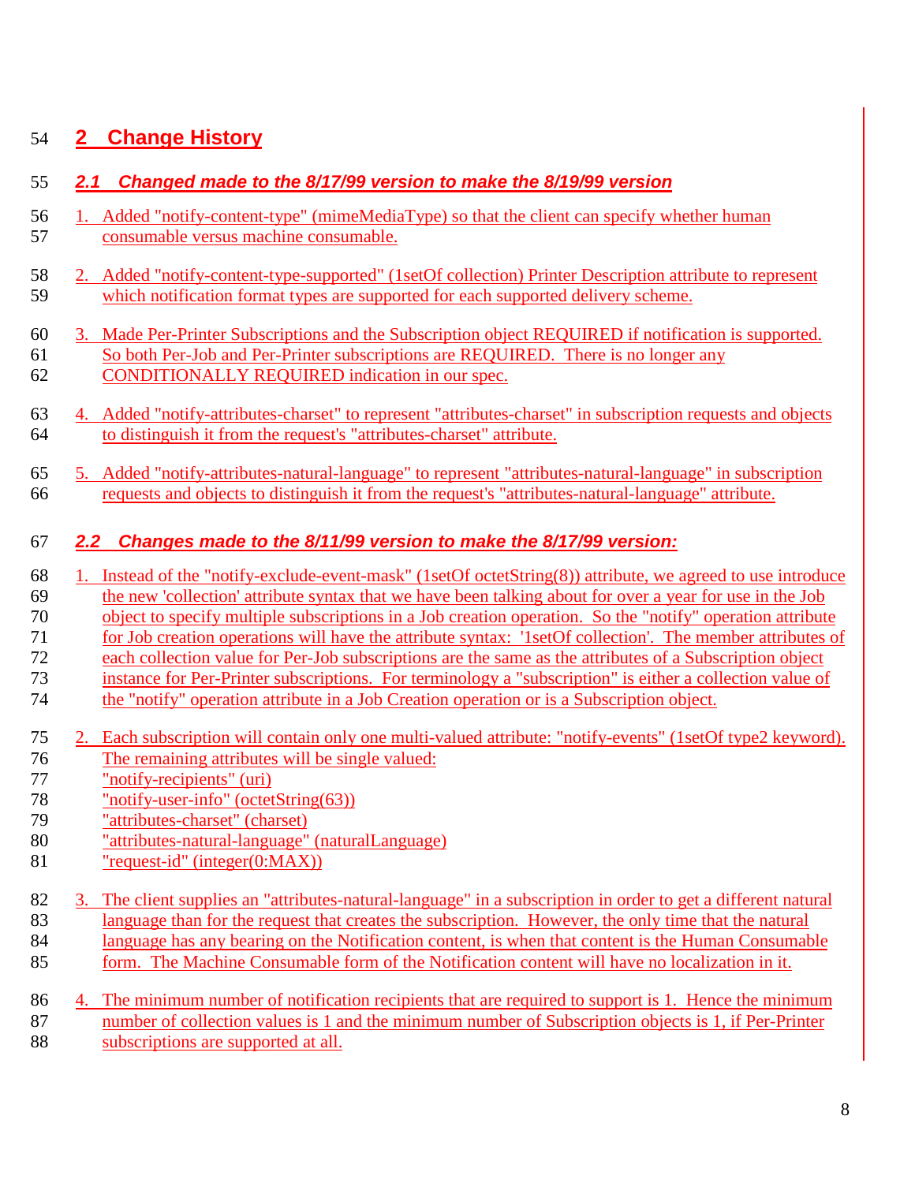# 2 Change History

## 2.1 Changed made to the 8/17/99 version to make the 8/19/99 version

1. Added "notify-content-type" (mimeMediaType) so that the client can specify whether human consumable versus machine consumable.

2. Added "notify-content-type-supported" (1setOf collection) Printer Description attribute to represent which notification format types are supported for each supported delivery scheme.

3. Made Per-Printer Subscriptions and the Subscription object REQUIRED if notification is supported. So both Per-Job and Per-Printer subscriptions are REQUIRED. There is no longer any CONDITIONALLY REQUIRED indication in our spec.

4. Added "notify-attributes-charset" to represent "attributes-charset" in subscription requests and objects to distinguish it from the request's "attributes-charset" attribute.

5. Added "notify-attributes-natural-language" to represent "attributes-natural-language" in subscription requests and objects to distinguish it from the request's "attributes-natural-language" attribute.

## 2.2 Changes made to the 8/11/99 version to make the 8/17/99 version:

1. Instead of the "notify-exclude-event-mask" (1setOf octetString(8)) attribute, we agreed to use introduce the new 'collection' attribute syntax that we have been talking about for over a year for use in the Job object to specify multiple subscriptions in a Job creation operation. So the "notify" operation attribute for Job creation operations will have the attribute syntax: '1setOf collection'. The member attributes of each collection value for Per-Job subscriptions are the same as the attributes of a Subscription object instance for Per-Printer subscriptions. For terminology a "subscription" is either a collection value of the "notify" operation attribute in a Job Creation operation or is a Subscription object.

2. Each subscription will contain only one multi-valued attribute: "notify-events" (1setOf type2 keyword). The remaining attributes will be single valued:
   "notify-recipients" (uri)
   "notify-user-info" (octetString(63))
   "attributes-charset" (charset)
   "attributes-natural-language" (naturalLanguage)
   "request-id" (integer(0:MAX))

3. The client supplies an "attributes-natural-language" in a subscription in order to get a different natural language than for the request that creates the subscription. However, the only time that the natural language has any bearing on the Notification content, is when that content is the Human Consumable form. The Machine Consumable form of the Notification content will have no localization in it.

4. The minimum number of notification recipients that are required to support is 1. Hence the minimum number of collection values is 1 and the minimum number of Subscription objects is 1, if Per-Printer subscriptions are supported at all.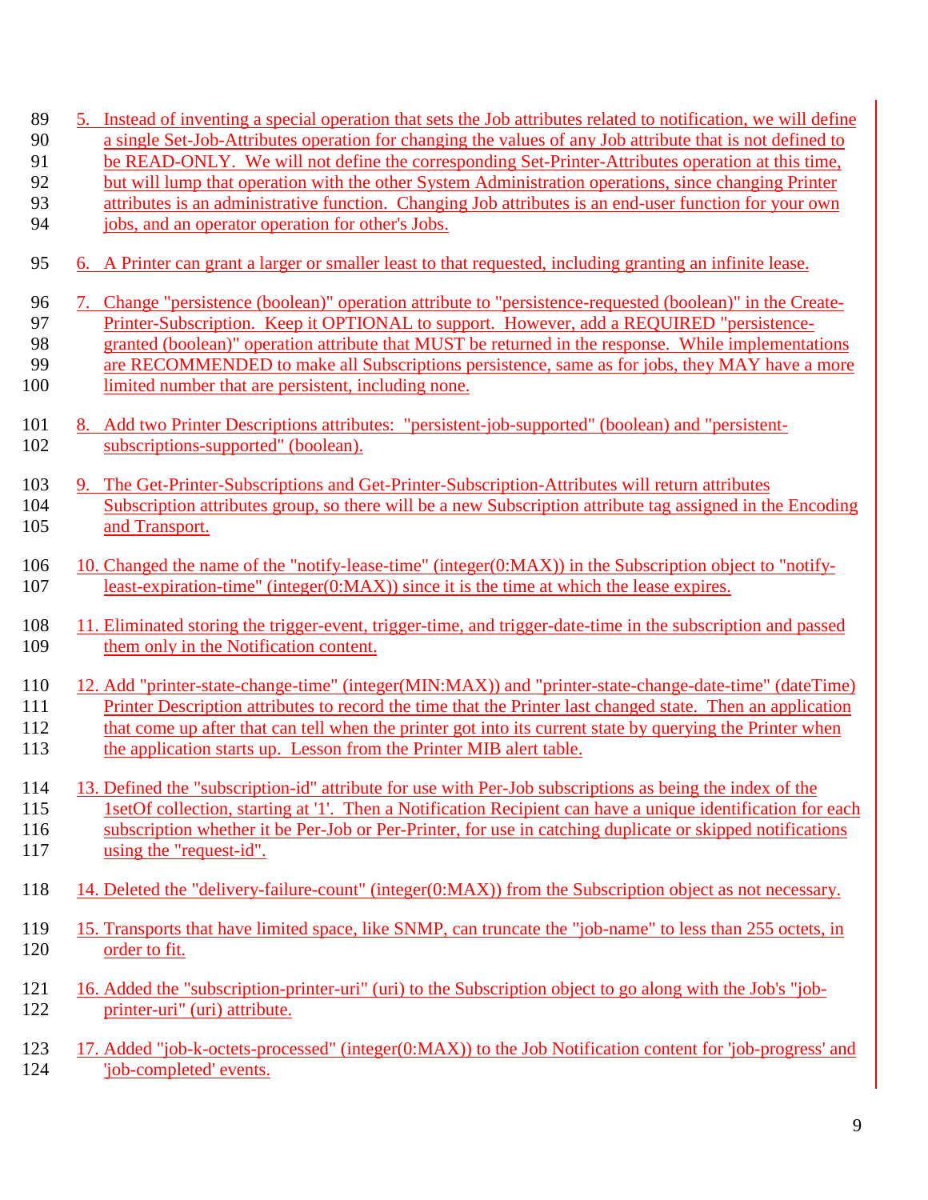5. Instead of inventing a special operation that sets the Job attributes related to notification, we will define a single Set-Job-Attributes operation for changing the values of any Job attribute that is not defined to be READ-ONLY. We will not define the corresponding Set-Printer-Attributes operation at this time, but will lump that operation with the other System Administration operations, since changing Printer attributes is an administrative function. Changing Job attributes is an end-user function for your own jobs, and an operator operation for other's Jobs.

6. A Printer can grant a larger or smaller least to that requested, including granting an infinite lease.

7. Change "persistence (boolean)" operation attribute to "persistence-requested (boolean)" in the Create-Printer-Subscription. Keep it OPTIONAL to support. However, add a REQUIRED "persistence-granted (boolean)" operation attribute that MUST be returned in the response. While implementations are RECOMMENDED to make all Subscriptions persistence, same as for jobs, they MAY have a more limited number that are persistent, including none.

8. Add two Printer Descriptions attributes: "persistent-job-supported" (boolean) and "persistent-subscriptions-supported" (boolean).

9. The Get-Printer-Subscriptions and Get-Printer-Subscription-Attributes will return attributes Subscription attributes group, so there will be a new Subscription attribute tag assigned in the Encoding and Transport.

10. Changed the name of the "notify-lease-time" (integer(0:MAX)) in the Subscription object to "notify-least-expiration-time" (integer(0:MAX)) since it is the time at which the lease expires.

11. Eliminated storing the trigger-event, trigger-time, and trigger-date-time in the subscription and passed them only in the Notification content.

12. Add "printer-state-change-time" (integer(MIN:MAX)) and "printer-state-change-date-time" (dateTime) Printer Description attributes to record the time that the Printer last changed state. Then an application that come up after that can tell when the printer got into its current state by querying the Printer when the application starts up. Lesson from the Printer MIB alert table.

13. Defined the "subscription-id" attribute for use with Per-Job subscriptions as being the index of the 1setOf collection, starting at '1'. Then a Notification Recipient can have a unique identification for each subscription whether it be Per-Job or Per-Printer, for use in catching duplicate or skipped notifications using the "request-id".

14. Deleted the "delivery-failure-count" (integer(0:MAX)) from the Subscription object as not necessary.

15. Transports that have limited space, like SNMP, can truncate the "job-name" to less than 255 octets, in order to fit.

16. Added the "subscription-printer-uri" (uri) to the Subscription object to go along with the Job's "job-printer-uri" (uri) attribute.

17. Added "job-k-octets-processed" (integer(0:MAX)) to the Job Notification content for 'job-progress' and 'job-completed' events.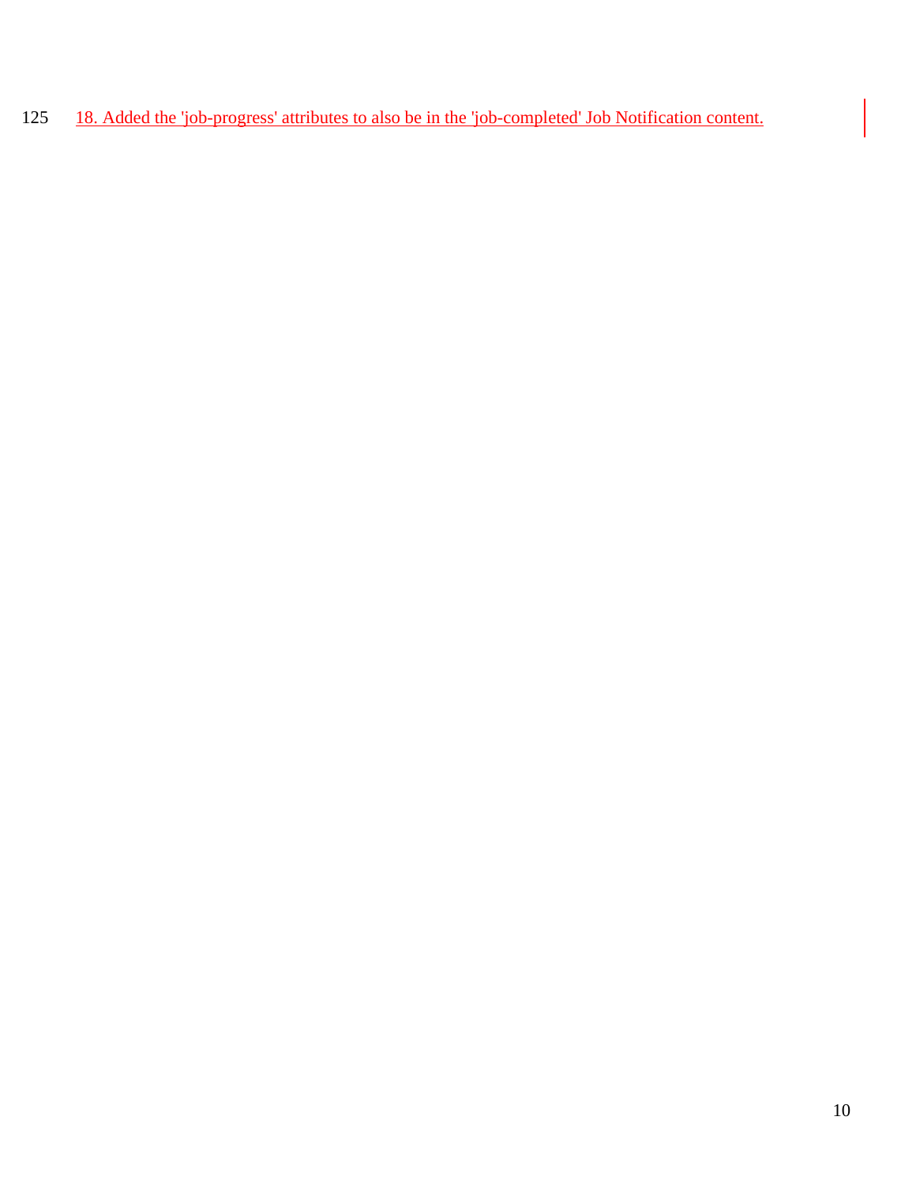18. Added the 'job-progress' attributes to also be in the 'job-completed' Job Notification content.